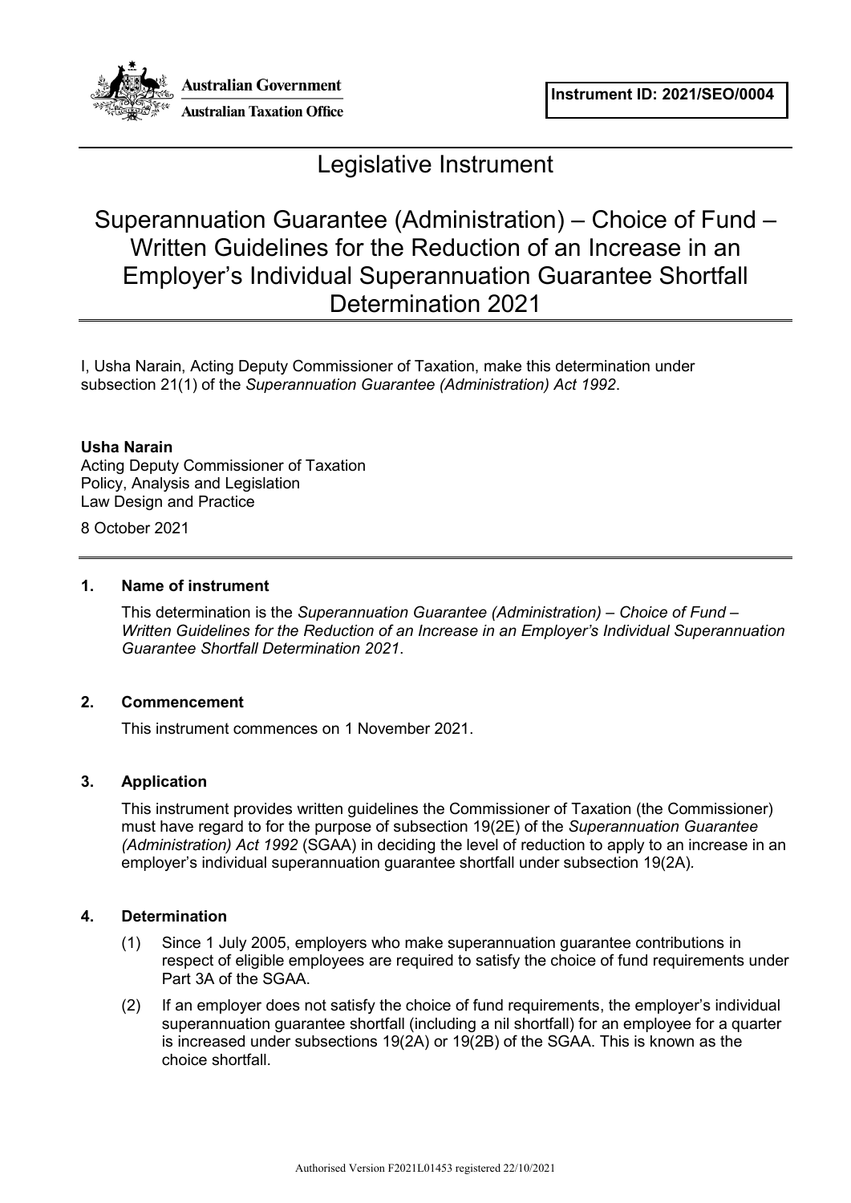Australian Government

Australian Taxation Office

**Instrument ID: 2021/SEO/0004**

# Legislative Instrument

# Superannuation Guarantee (Administration) – Choice of Fund – Written Guidelines for the Reduction of an Increase in an Employer's Individual Superannuation Guarantee Shortfall Determination 2021

I, Usha Narain, Acting Deputy Commissioner of Taxation, make this determination under subsection 21(1) of the *Superannuation Guarantee (Administration) Act 1992*.

**Usha Narain**
Acting Deputy Commissioner of Taxation
Policy, Analysis and Legislation
Law Design and Practice

8 October 2021

## 1. Name of instrument

This determination is the *Superannuation Guarantee (Administration) – Choice of Fund – Written Guidelines for the Reduction of an Increase in an Employer's Individual Superannuation Guarantee Shortfall Determination 2021*.

## 2. Commencement

This instrument commences on 1 November 2021.

## 3. Application

This instrument provides written guidelines the Commissioner of Taxation (the Commissioner) must have regard to for the purpose of subsection 19(2E) of the *Superannuation Guarantee (Administration) Act 1992* (SGAA) in deciding the level of reduction to apply to an increase in an employer's individual superannuation guarantee shortfall under subsection 19(2A).

## 4. Determination

(1) Since 1 July 2005, employers who make superannuation guarantee contributions in respect of eligible employees are required to satisfy the choice of fund requirements under Part 3A of the SGAA.

(2) If an employer does not satisfy the choice of fund requirements, the employer's individual superannuation guarantee shortfall (including a nil shortfall) for an employee for a quarter is increased under subsections 19(2A) or 19(2B) of the SGAA. This is known as the choice shortfall.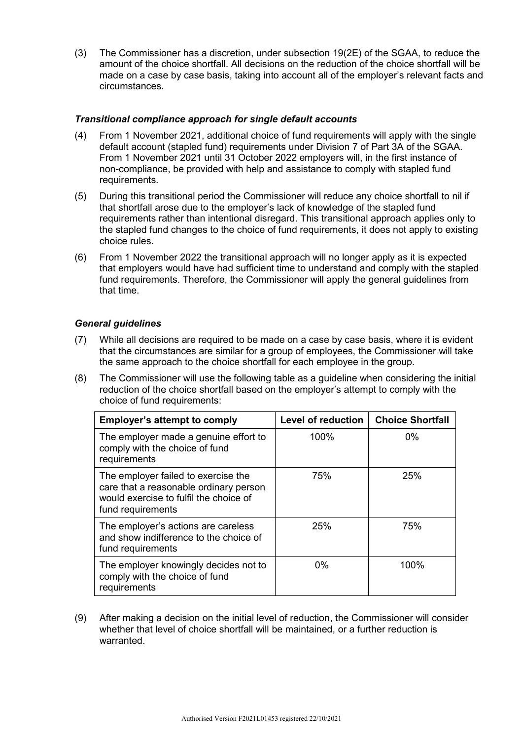(3) The Commissioner has a discretion, under subsection 19(2E) of the SGAA, to reduce the amount of the choice shortfall. All decisions on the reduction of the choice shortfall will be made on a case by case basis, taking into account all of the employer's relevant facts and circumstances.

### *Transitional compliance approach for single default accounts*

(4) From 1 November 2021, additional choice of fund requirements will apply with the single default account (stapled fund) requirements under Division 7 of Part 3A of the SGAA. From 1 November 2021 until 31 October 2022 employers will, in the first instance of non-compliance, be provided with help and assistance to comply with stapled fund requirements.

(5) During this transitional period the Commissioner will reduce any choice shortfall to nil if that shortfall arose due to the employer's lack of knowledge of the stapled fund requirements rather than intentional disregard. This transitional approach applies only to the stapled fund changes to the choice of fund requirements, it does not apply to existing choice rules.

(6) From 1 November 2022 the transitional approach will no longer apply as it is expected that employers would have had sufficient time to understand and comply with the stapled fund requirements. Therefore, the Commissioner will apply the general guidelines from that time.

### *General guidelines*

(7) While all decisions are required to be made on a case by case basis, where it is evident that the circumstances are similar for a group of employees, the Commissioner will take the same approach to the choice shortfall for each employee in the group.

(8) The Commissioner will use the following table as a guideline when considering the initial reduction of the choice shortfall based on the employer's attempt to comply with the choice of fund requirements:

| Employer's attempt to comply | Level of reduction | Choice Shortfall |
|---|---|---|
| The employer made a genuine effort to comply with the choice of fund requirements | 100% | 0% |
| The employer failed to exercise the care that a reasonable ordinary person would exercise to fulfil the choice of fund requirements | 75% | 25% |
| The employer's actions are careless and show indifference to the choice of fund requirements | 25% | 75% |
| The employer knowingly decides not to comply with the choice of fund requirements | 0% | 100% |

(9) After making a decision on the initial level of reduction, the Commissioner will consider whether that level of choice shortfall will be maintained, or a further reduction is warranted.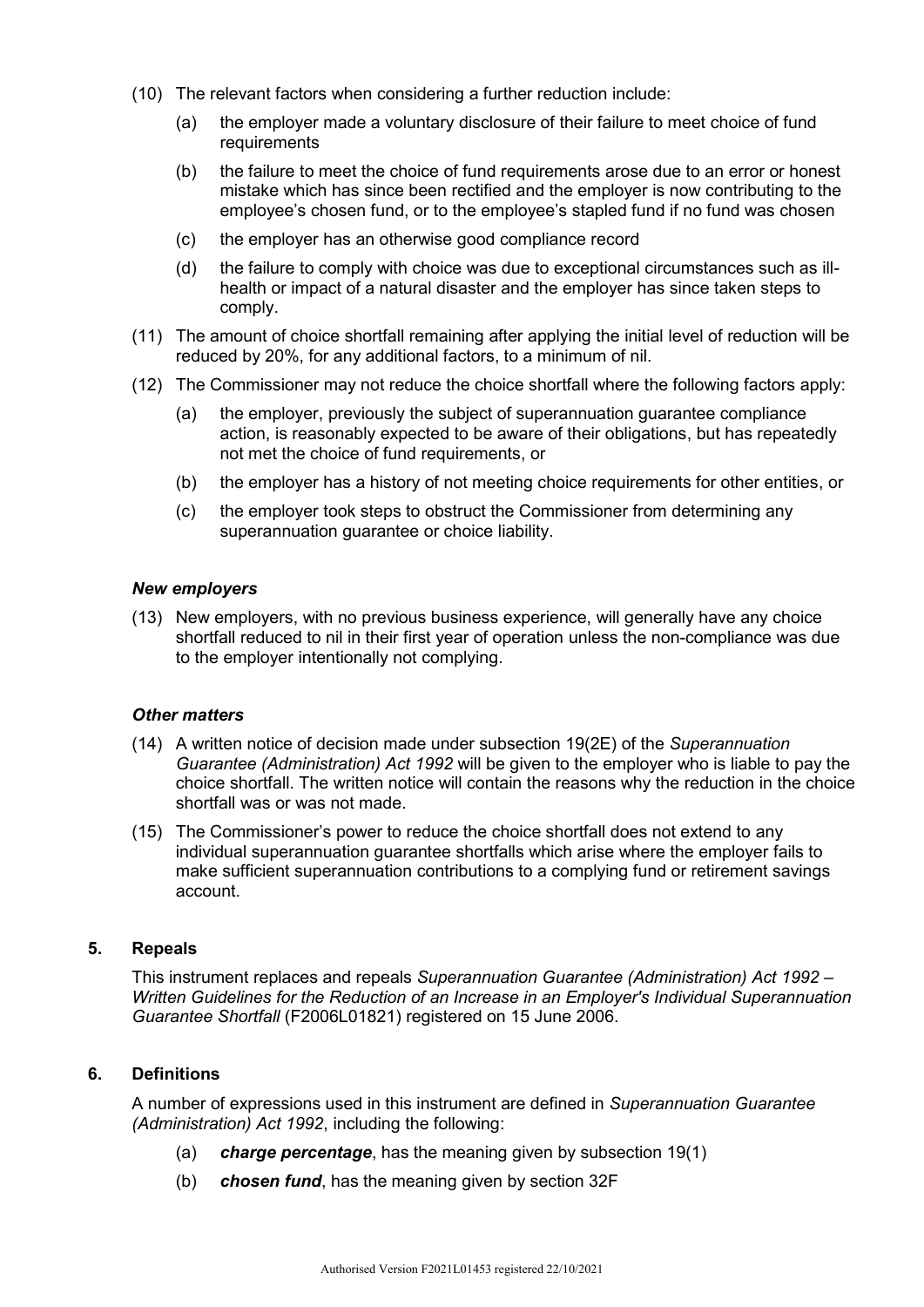(10) The relevant factors when considering a further reduction include:

  (a) the employer made a voluntary disclosure of their failure to meet choice of fund requirements

  (b) the failure to meet the choice of fund requirements arose due to an error or honest mistake which has since been rectified and the employer is now contributing to the employee's chosen fund, or to the employee's stapled fund if no fund was chosen

  (c) the employer has an otherwise good compliance record

  (d) the failure to comply with choice was due to exceptional circumstances such as ill-health or impact of a natural disaster and the employer has since taken steps to comply.

(11) The amount of choice shortfall remaining after applying the initial level of reduction will be reduced by 20%, for any additional factors, to a minimum of nil.

(12) The Commissioner may not reduce the choice shortfall where the following factors apply:

  (a) the employer, previously the subject of superannuation guarantee compliance action, is reasonably expected to be aware of their obligations, but has repeatedly not met the choice of fund requirements, or

  (b) the employer has a history of not meeting choice requirements for other entities, or

  (c) the employer took steps to obstruct the Commissioner from determining any superannuation guarantee or choice liability.

### *New employers*

(13) New employers, with no previous business experience, will generally have any choice shortfall reduced to nil in their first year of operation unless the non-compliance was due to the employer intentionally not complying.

### *Other matters*

(14) A written notice of decision made under subsection 19(2E) of the *Superannuation Guarantee (Administration) Act 1992* will be given to the employer who is liable to pay the choice shortfall. The written notice will contain the reasons why the reduction in the choice shortfall was or was not made.

(15) The Commissioner's power to reduce the choice shortfall does not extend to any individual superannuation guarantee shortfalls which arise where the employer fails to make sufficient superannuation contributions to a complying fund or retirement savings account.

## 5. Repeals

This instrument replaces and repeals *Superannuation Guarantee (Administration) Act 1992 – Written Guidelines for the Reduction of an Increase in an Employer's Individual Superannuation Guarantee Shortfall* (F2006L01821) registered on 15 June 2006.

## 6. Definitions

A number of expressions used in this instrument are defined in *Superannuation Guarantee (Administration) Act 1992*, including the following:

  (a) ***charge percentage***, has the meaning given by subsection 19(1)

  (b) ***chosen fund***, has the meaning given by section 32F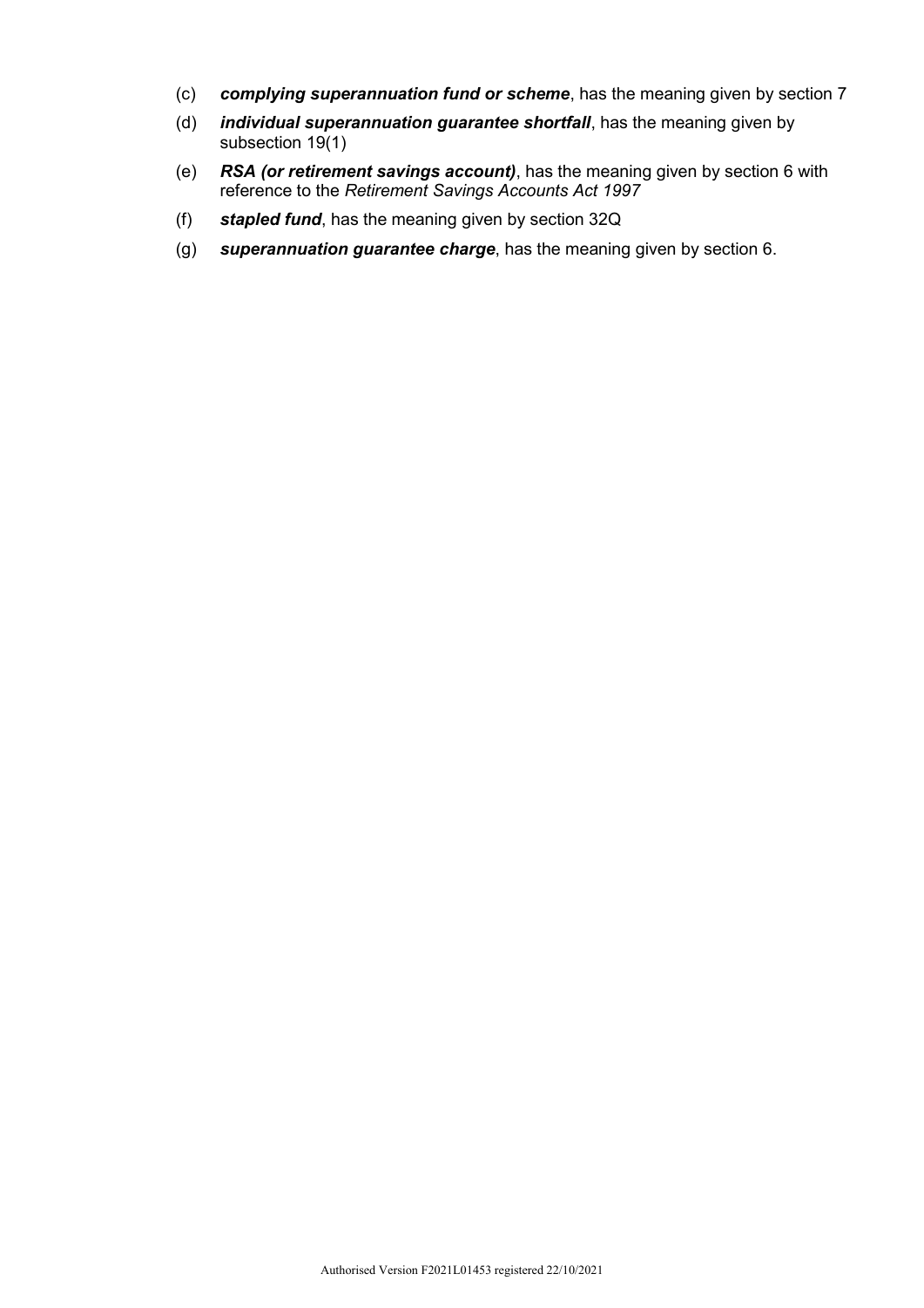(c) ***complying superannuation fund or scheme***, has the meaning given by section 7

(d) ***individual superannuation guarantee shortfall***, has the meaning given by subsection 19(1)

(e) ***RSA (or retirement savings account)***, has the meaning given by section 6 with reference to the *Retirement Savings Accounts Act 1997*

(f) ***stapled fund***, has the meaning given by section 32Q

(g) ***superannuation guarantee charge***, has the meaning given by section 6.